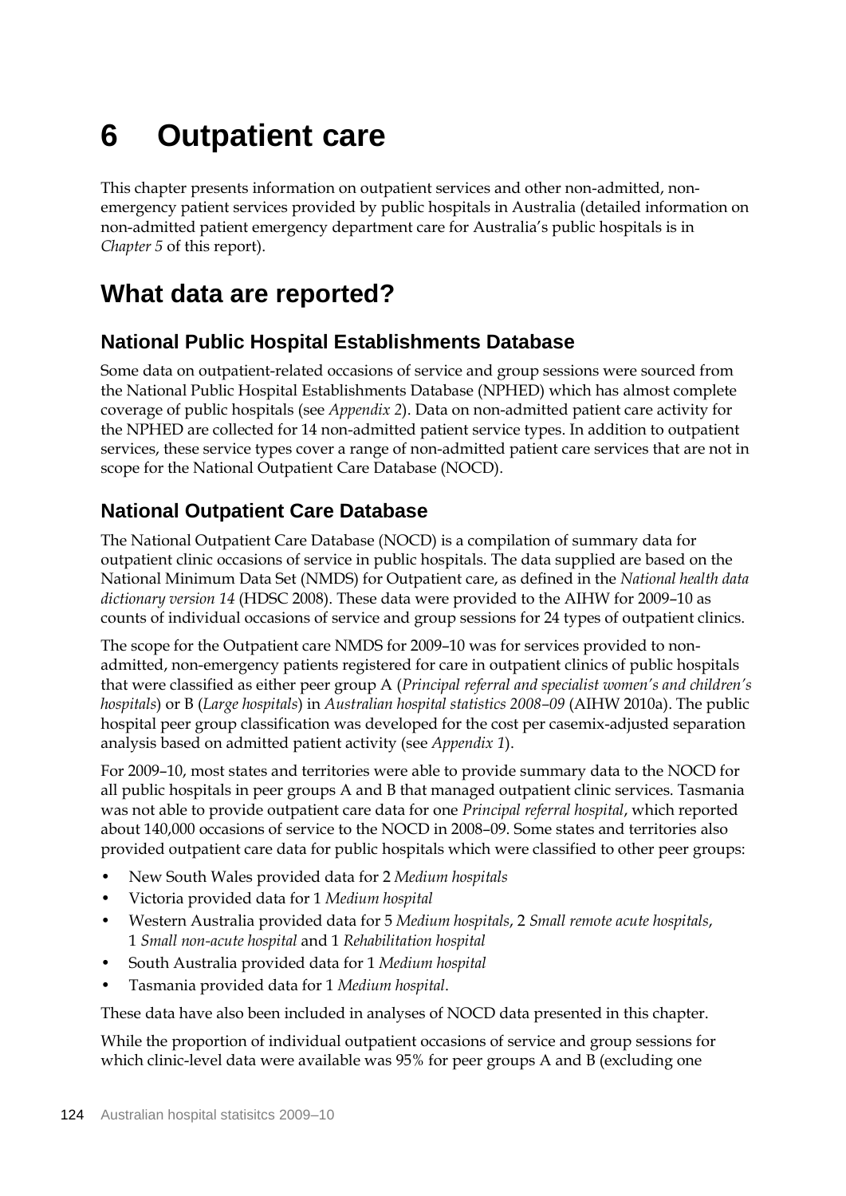# 6 Outpatient care

This chapter presents information on outpatient services and other non-admitted, non-emergency patient services provided by public hospitals in Australia (detailed information on non-admitted patient emergency department care for Australia's public hospitals is in *Chapter 5* of this report).

## What data are reported?

### National Public Hospital Establishments Database

Some data on outpatient-related occasions of service and group sessions were sourced from the National Public Hospital Establishments Database (NPHED) which has almost complete coverage of public hospitals (see *Appendix 2*). Data on non-admitted patient care activity for the NPHED are collected for 14 non-admitted patient service types. In addition to outpatient services, these service types cover a range of non-admitted patient care services that are not in scope for the National Outpatient Care Database (NOCD).

### National Outpatient Care Database

The National Outpatient Care Database (NOCD) is a compilation of summary data for outpatient clinic occasions of service in public hospitals. The data supplied are based on the National Minimum Data Set (NMDS) for Outpatient care, as defined in the *National health data dictionary version 14* (HDSC 2008). These data were provided to the AIHW for 2009–10 as counts of individual occasions of service and group sessions for 24 types of outpatient clinics.

The scope for the Outpatient care NMDS for 2009–10 was for services provided to non-admitted, non-emergency patients registered for care in outpatient clinics of public hospitals that were classified as either peer group A (*Principal referral and specialist women's and children's hospitals*) or B (*Large hospitals*) in *Australian hospital statistics 2008–09* (AIHW 2010a). The public hospital peer group classification was developed for the cost per casemix-adjusted separation analysis based on admitted patient activity (see *Appendix 1*).

For 2009–10, most states and territories were able to provide summary data to the NOCD for all public hospitals in peer groups A and B that managed outpatient clinic services. Tasmania was not able to provide outpatient care data for one *Principal referral hospital*, which reported about 140,000 occasions of service to the NOCD in 2008–09. Some states and territories also provided outpatient care data for public hospitals which were classified to other peer groups:

- New South Wales provided data for 2 *Medium hospitals*
- Victoria provided data for 1 *Medium hospital*
- Western Australia provided data for 5 *Medium hospitals*, 2 *Small remote acute hospitals*, 1 *Small non-acute hospital* and 1 *Rehabilitation hospital*
- South Australia provided data for 1 *Medium hospital*
- Tasmania provided data for 1 *Medium hospital*.

These data have also been included in analyses of NOCD data presented in this chapter.

While the proportion of individual outpatient occasions of service and group sessions for which clinic-level data were available was 95% for peer groups A and B (excluding one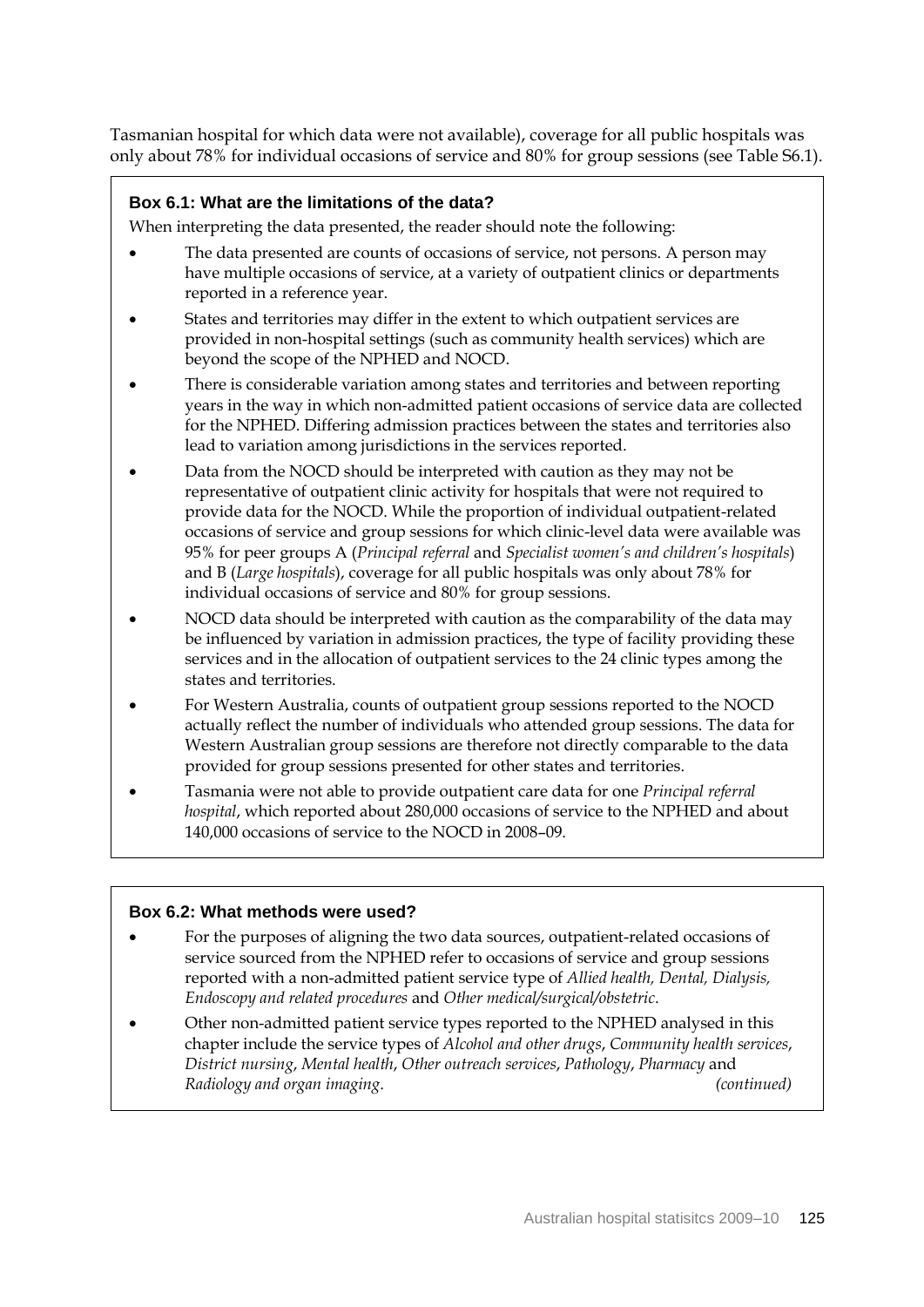Tasmanian hospital for which data were not available), coverage for all public hospitals was only about 78% for individual occasions of service and 80% for group sessions (see Table S6.1).

**Box 6.1: What are the limitations of the data?**

When interpreting the data presented, the reader should note the following:

- The data presented are counts of occasions of service, not persons. A person may have multiple occasions of service, at a variety of outpatient clinics or departments reported in a reference year.
- States and territories may differ in the extent to which outpatient services are provided in non-hospital settings (such as community health services) which are beyond the scope of the NPHED and NOCD.
- There is considerable variation among states and territories and between reporting years in the way in which non-admitted patient occasions of service data are collected for the NPHED. Differing admission practices between the states and territories also lead to variation among jurisdictions in the services reported.
- Data from the NOCD should be interpreted with caution as they may not be representative of outpatient clinic activity for hospitals that were not required to provide data for the NOCD. While the proportion of individual outpatient-related occasions of service and group sessions for which clinic-level data were available was 95% for peer groups A (*Principal referral* and *Specialist women's and children's hospitals*) and B (*Large hospitals*), coverage for all public hospitals was only about 78% for individual occasions of service and 80% for group sessions.
- NOCD data should be interpreted with caution as the comparability of the data may be influenced by variation in admission practices, the type of facility providing these services and in the allocation of outpatient services to the 24 clinic types among the states and territories.
- For Western Australia, counts of outpatient group sessions reported to the NOCD actually reflect the number of individuals who attended group sessions. The data for Western Australian group sessions are therefore not directly comparable to the data provided for group sessions presented for other states and territories.
- Tasmania were not able to provide outpatient care data for one *Principal referral hospital*, which reported about 280,000 occasions of service to the NPHED and about 140,000 occasions of service to the NOCD in 2008–09.

**Box 6.2: What methods were used?**

- For the purposes of aligning the two data sources, outpatient-related occasions of service sourced from the NPHED refer to occasions of service and group sessions reported with a non-admitted patient service type of *Allied health, Dental, Dialysis, Endoscopy and related procedures* and *Other medical/surgical/obstetric*.
- Other non-admitted patient service types reported to the NPHED analysed in this chapter include the service types of *Alcohol and other drugs*, *Community health services*, *District nursing*, *Mental health*, *Other outreach services*, *Pathology*, *Pharmacy* and *Radiology and organ imaging*. *(continued)*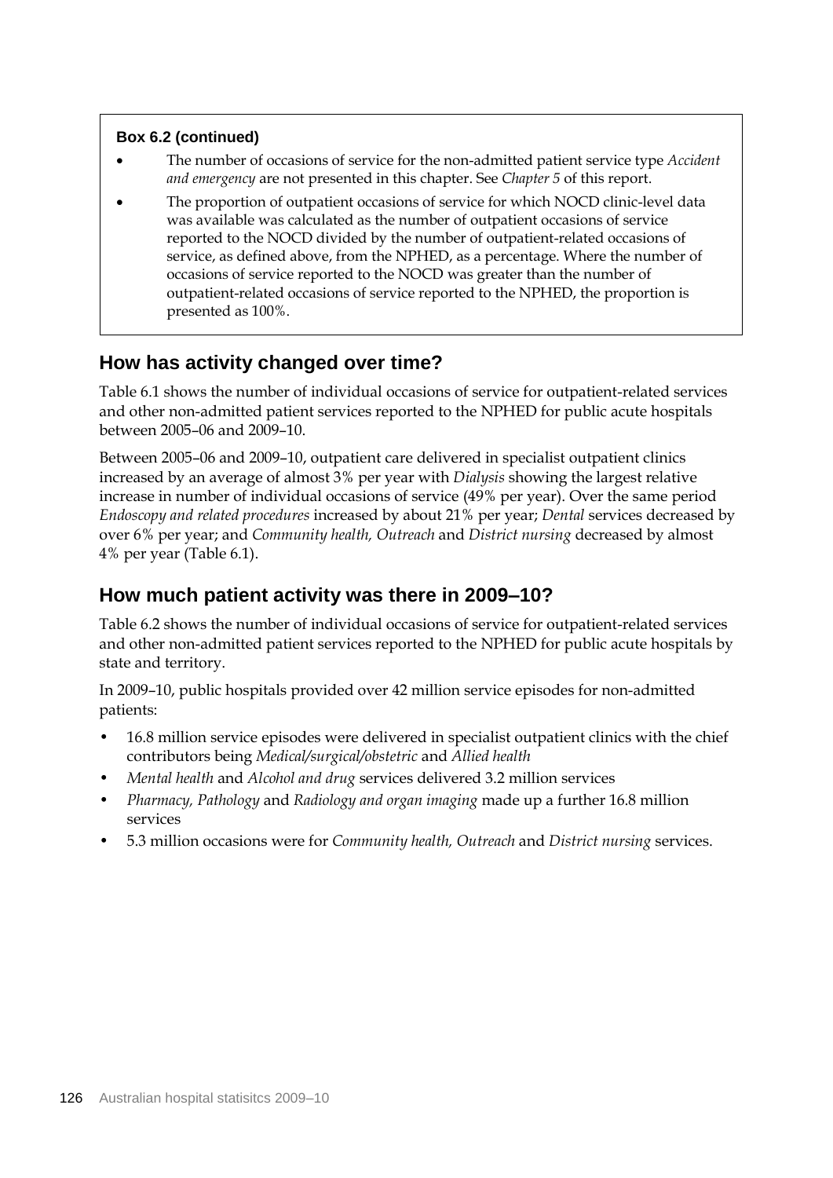**Box 6.2 (continued)**

- The number of occasions of service for the non-admitted patient service type *Accident and emergency* are not presented in this chapter. See *Chapter 5* of this report.
- The proportion of outpatient occasions of service for which NOCD clinic-level data was available was calculated as the number of outpatient occasions of service reported to the NOCD divided by the number of outpatient-related occasions of service, as defined above, from the NPHED, as a percentage. Where the number of occasions of service reported to the NOCD was greater than the number of outpatient-related occasions of service reported to the NPHED, the proportion is presented as 100%.

## How has activity changed over time?

Table 6.1 shows the number of individual occasions of service for outpatient-related services and other non-admitted patient services reported to the NPHED for public acute hospitals between 2005–06 and 2009–10.

Between 2005–06 and 2009–10, outpatient care delivered in specialist outpatient clinics increased by an average of almost 3% per year with *Dialysis* showing the largest relative increase in number of individual occasions of service (49% per year). Over the same period *Endoscopy and related procedures* increased by about 21% per year; *Dental* services decreased by over 6% per year; and *Community health, Outreach* and *District nursing* decreased by almost 4% per year (Table 6.1).

## How much patient activity was there in 2009–10?

Table 6.2 shows the number of individual occasions of service for outpatient-related services and other non-admitted patient services reported to the NPHED for public acute hospitals by state and territory.

In 2009–10, public hospitals provided over 42 million service episodes for non-admitted patients:

- 16.8 million service episodes were delivered in specialist outpatient clinics with the chief contributors being *Medical/surgical/obstetric* and *Allied health*
- *Mental health* and *Alcohol and drug* services delivered 3.2 million services
- *Pharmacy, Pathology* and *Radiology and organ imaging* made up a further 16.8 million services
- 5.3 million occasions were for *Community health, Outreach* and *District nursing* services.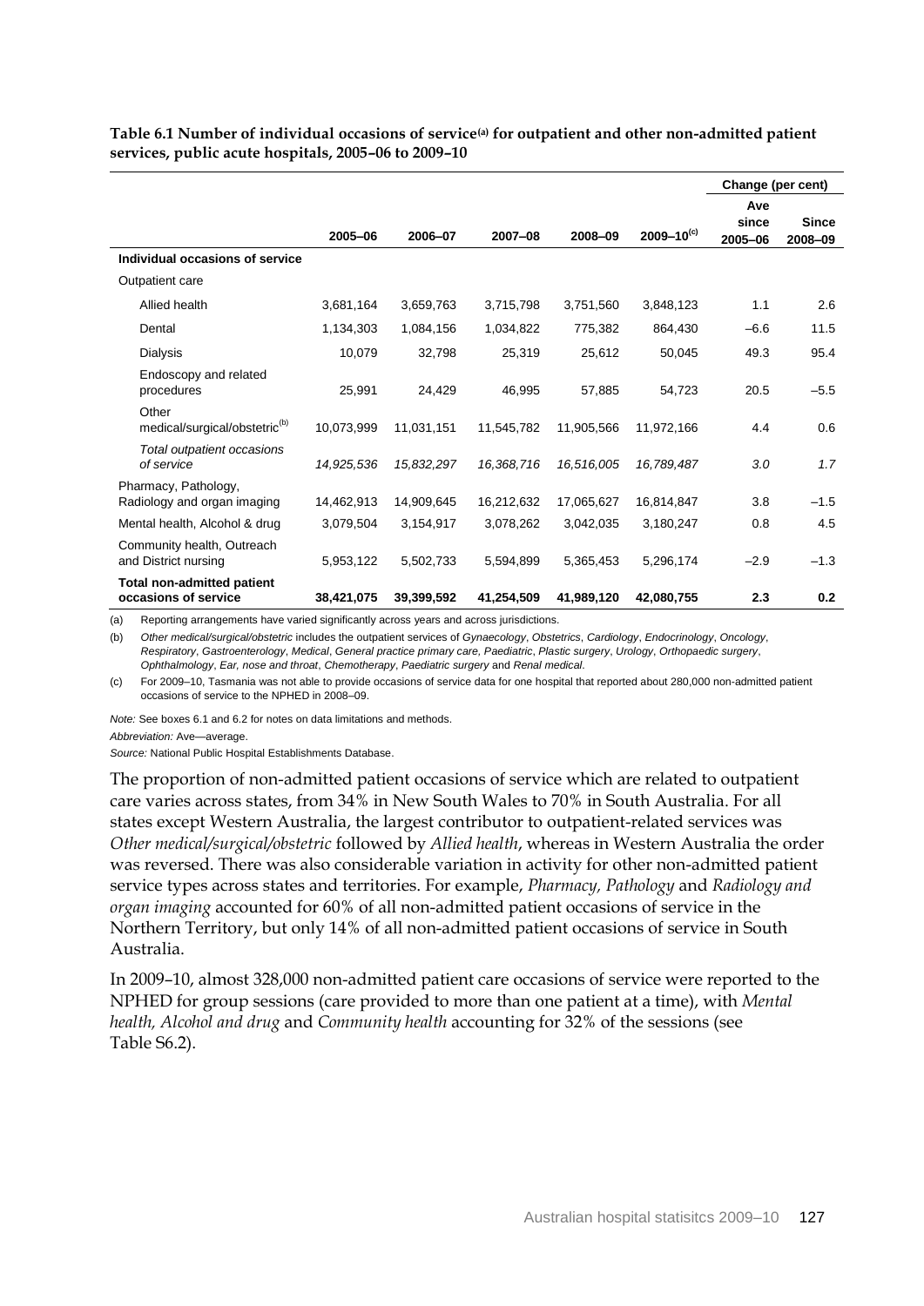**Table 6.1 Number of individual occasions of service[(a)] for outpatient and other non-admitted patient services, public acute hospitals, 2005–06 to 2009–10**

| | 2005–06 | 2006–07 | 2007–08 | 2008–09 | 2009–10[(c)] | Change (per cent) Ave since 2005–06 | Since 2008–09 |
|---|---|---|---|---|---|---|---|
| **Individual occasions of service** | | | | | | | |
| Outpatient care | | | | | | | |
| Allied health | 3,681,164 | 3,659,763 | 3,715,798 | 3,751,560 | 3,848,123 | 1.1 | 2.6 |
| Dental | 1,134,303 | 1,084,156 | 1,034,822 | 775,382 | 864,430 | –6.6 | 11.5 |
| Dialysis | 10,079 | 32,798 | 25,319 | 25,612 | 50,045 | 49.3 | 95.4 |
| Endoscopy and related procedures | 25,991 | 24,429 | 46,995 | 57,885 | 54,723 | 20.5 | –5.5 |
| Other medical/surgical/obstetric[(b)] | 10,073,999 | 11,031,151 | 11,545,782 | 11,905,566 | 11,972,166 | 4.4 | 0.6 |
| *Total outpatient occasions of service* | *14,925,536* | *15,832,297* | *16,368,716* | *16,516,005* | *16,789,487* | *3.0* | *1.7* |
| Pharmacy, Pathology, Radiology and organ imaging | 14,462,913 | 14,909,645 | 16,212,632 | 17,065,627 | 16,814,847 | 3.8 | –1.5 |
| Mental health, Alcohol & drug | 3,079,504 | 3,154,917 | 3,078,262 | 3,042,035 | 3,180,247 | 0.8 | 4.5 |
| Community health, Outreach and District nursing | 5,953,122 | 5,502,733 | 5,594,899 | 5,365,453 | 5,296,174 | –2.9 | –1.3 |
| **Total non-admitted patient occasions of service** | **38,421,075** | **39,399,592** | **41,254,509** | **41,989,120** | **42,080,755** | **2.3** | **0.2** |

(a) Reporting arrangements have varied significantly across years and across jurisdictions.

(b) *Other medical/surgical/obstetric* includes the outpatient services of *Gynaecology*, *Obstetrics*, *Cardiology*, *Endocrinology*, *Oncology*, *Respiratory*, *Gastroenterology*, *Medical*, *General practice primary care*, *Paediatric*, *Plastic surgery*, *Urology*, *Orthopaedic surgery*, *Ophthalmology*, *Ear, nose and throat*, *Chemotherapy*, *Paediatric surgery* and *Renal medical*.

(c) For 2009–10, Tasmania was not able to provide occasions of service data for one hospital that reported about 280,000 non-admitted patient occasions of service to the NPHED in 2008–09.

*Note:* See boxes 6.1 and 6.2 for notes on data limitations and methods.

*Abbreviation:* Ave—average.

*Source:* National Public Hospital Establishments Database.

The proportion of non-admitted patient occasions of service which are related to outpatient care varies across states, from 34% in New South Wales to 70% in South Australia. For all states except Western Australia, the largest contributor to outpatient-related services was *Other medical/surgical/obstetric* followed by *Allied health*, whereas in Western Australia the order was reversed. There was also considerable variation in activity for other non-admitted patient service types across states and territories. For example, *Pharmacy, Pathology* and *Radiology and organ imaging* accounted for 60% of all non-admitted patient occasions of service in the Northern Territory, but only 14% of all non-admitted patient occasions of service in South Australia.

In 2009–10, almost 328,000 non-admitted patient care occasions of service were reported to the NPHED for group sessions (care provided to more than one patient at a time), with *Mental health, Alcohol and drug* and *Community health* accounting for 32% of the sessions (see Table S6.2).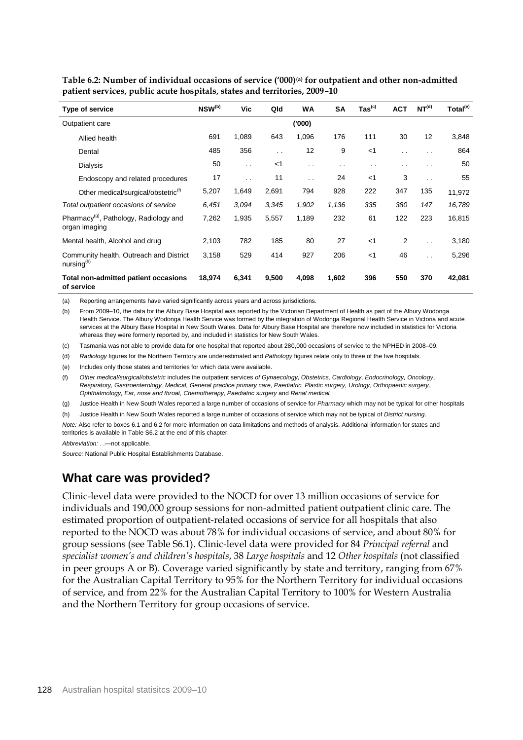**Table 6.2: Number of individual occasions of service ('000)[(a)] for outpatient and other non-admitted patient services, public acute hospitals, states and territories, 2009–10**

| Type of service | NSW[(b)] | Vic | Qld | WA | SA | Tas[(c)] | ACT | NT[(d)] | Total[(e)] |
|---|---|---|---|---|---|---|---|---|---|
| Outpatient care | | | | ('000) | | | | | |
| Allied health | 691 | 1,089 | 643 | 1,096 | 176 | 111 | 30 | 12 | 3,848 |
| Dental | 485 | 356 | . . | 12 | 9 | <1 | . . | . . | 864 |
| Dialysis | 50 | . . | <1 | . . | . . | . . | . . | . . | 50 |
| Endoscopy and related procedures | 17 | . . | 11 | . . | 24 | <1 | 3 | . . | 55 |
| Other medical/surgical/obstetric[(f)] | 5,207 | 1,649 | 2,691 | 794 | 928 | 222 | 347 | 135 | 11,972 |
| *Total outpatient occasions of service* | *6,451* | *3,094* | *3,345* | *1,902* | *1,136* | *335* | *380* | *147* | *16,789* |
| Pharmacy[(g)], Pathology, Radiology and organ imaging | 7,262 | 1,935 | 5,557 | 1,189 | 232 | 61 | 122 | 223 | 16,815 |
| Mental health, Alcohol and drug | 2,103 | 782 | 185 | 80 | 27 | <1 | 2 | . . | 3,180 |
| Community health, Outreach and District nursing[(h)] | 3,158 | 529 | 414 | 927 | 206 | <1 | 46 | . . | 5,296 |
| **Total non-admitted patient occasions of service** | **18,974** | **6,341** | **9,500** | **4,098** | **1,602** | **396** | **550** | **370** | **42,081** |

(a) Reporting arrangements have varied significantly across years and across jurisdictions.

(b) From 2009–10, the data for the Albury Base Hospital was reported by the Victorian Department of Health as part of the Albury Wodonga Health Service. The Albury Wodonga Health Service was formed by the integration of Wodonga Regional Health Service in Victoria and acute services at the Albury Base Hospital in New South Wales. Data for Albury Base Hospital are therefore now included in statistics for Victoria whereas they were formerly reported by, and included in statistics for New South Wales.

(c) Tasmania was not able to provide data for one hospital that reported about 280,000 occasions of service to the NPHED in 2008–09.

(d) *Radiology* figures for the Northern Territory are underestimated and *Pathology* figures relate only to three of the five hospitals.

(e) Includes only those states and territories for which data were available.

(f) *Other medical/surgical/obstetric* includes the outpatient services *of Gynaecology, Obstetrics, Cardiology, Endocrinology, Oncology, Respiratory, Gastroenterology, Medical, General practice primary care, Paediatric, Plastic surgery, Urology, Orthopaedic surgery, Ophthalmology, Ear, nose and throat, Chemotherapy, Paediatric surgery* and *Renal medical.*

(g) Justice Health in New South Wales reported a large number of occasions of service for *Pharmacy* which may not be typical for other hospitals

(h) Justice Health in New South Wales reported a large number of occasions of service which may not be typical of *District nursing*.

*Note:* Also refer to boxes 6.1 and 6.2 for more information on data limitations and methods of analysis. Additional information for states and territories is available in Table S6.2 at the end of this chapter.

*Abbreviation:* . .—not applicable.

*Source:* National Public Hospital Establishments Database.

## What care was provided?

Clinic-level data were provided to the NOCD for over 13 million occasions of service for individuals and 190,000 group sessions for non-admitted patient outpatient clinic care. The estimated proportion of outpatient-related occasions of service for all hospitals that also reported to the NOCD was about 78% for individual occasions of service, and about 80% for group sessions (see Table S6.1). Clinic-level data were provided for 84 *Principal referral* and *specialist women's and children's hospitals*, 38 *Large hospitals* and 12 *Other hospitals* (not classified in peer groups A or B). Coverage varied significantly by state and territory, ranging from 67% for the Australian Capital Territory to 95% for the Northern Territory for individual occasions of service, and from 22% for the Australian Capital Territory to 100% for Western Australia and the Northern Territory for group occasions of service.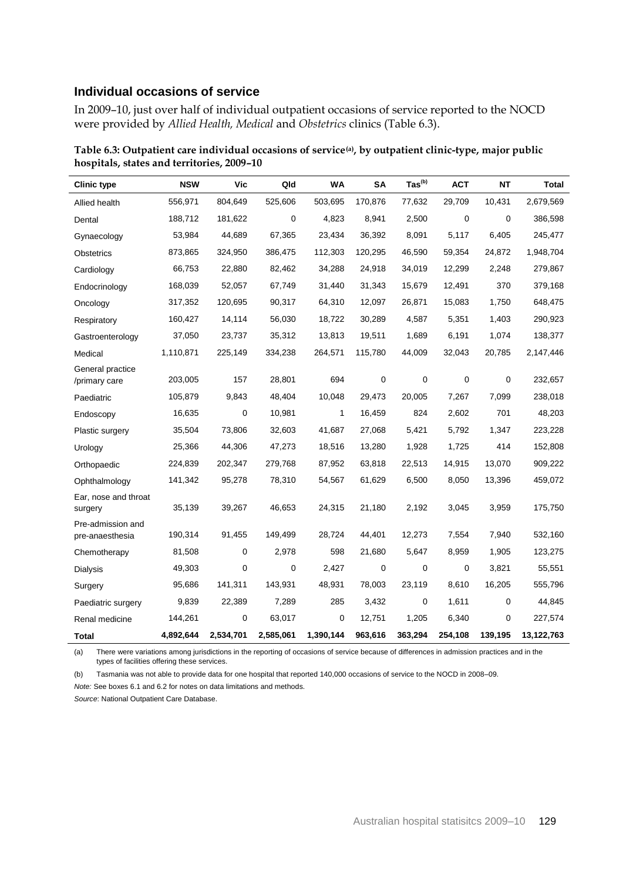## Individual occasions of service

In 2009–10, just over half of individual outpatient occasions of service reported to the NOCD were provided by *Allied Health, Medical* and *Obstetrics* clinics (Table 6.3).

**Table 6.3: Outpatient care individual occasions of service[(a)], by outpatient clinic-type, major public hospitals, states and territories, 2009–10**

| Clinic type | NSW | Vic | Qld | WA | SA | Tas[(b)] | ACT | NT | Total |
|---|---|---|---|---|---|---|---|---|---|
| Allied health | 556,971 | 804,649 | 525,606 | 503,695 | 170,876 | 77,632 | 29,709 | 10,431 | 2,679,569 |
| Dental | 188,712 | 181,622 | 0 | 4,823 | 8,941 | 2,500 | 0 | 0 | 386,598 |
| Gynaecology | 53,984 | 44,689 | 67,365 | 23,434 | 36,392 | 8,091 | 5,117 | 6,405 | 245,477 |
| Obstetrics | 873,865 | 324,950 | 386,475 | 112,303 | 120,295 | 46,590 | 59,354 | 24,872 | 1,948,704 |
| Cardiology | 66,753 | 22,880 | 82,462 | 34,288 | 24,918 | 34,019 | 12,299 | 2,248 | 279,867 |
| Endocrinology | 168,039 | 52,057 | 67,749 | 31,440 | 31,343 | 15,679 | 12,491 | 370 | 379,168 |
| Oncology | 317,352 | 120,695 | 90,317 | 64,310 | 12,097 | 26,871 | 15,083 | 1,750 | 648,475 |
| Respiratory | 160,427 | 14,114 | 56,030 | 18,722 | 30,289 | 4,587 | 5,351 | 1,403 | 290,923 |
| Gastroenterology | 37,050 | 23,737 | 35,312 | 13,813 | 19,511 | 1,689 | 6,191 | 1,074 | 138,377 |
| Medical | 1,110,871 | 225,149 | 334,238 | 264,571 | 115,780 | 44,009 | 32,043 | 20,785 | 2,147,446 |
| General practice /primary care | 203,005 | 157 | 28,801 | 694 | 0 | 0 | 0 | 0 | 232,657 |
| Paediatric | 105,879 | 9,843 | 48,404 | 10,048 | 29,473 | 20,005 | 7,267 | 7,099 | 238,018 |
| Endoscopy | 16,635 | 0 | 10,981 | 1 | 16,459 | 824 | 2,602 | 701 | 48,203 |
| Plastic surgery | 35,504 | 73,806 | 32,603 | 41,687 | 27,068 | 5,421 | 5,792 | 1,347 | 223,228 |
| Urology | 25,366 | 44,306 | 47,273 | 18,516 | 13,280 | 1,928 | 1,725 | 414 | 152,808 |
| Orthopaedic | 224,839 | 202,347 | 279,768 | 87,952 | 63,818 | 22,513 | 14,915 | 13,070 | 909,222 |
| Ophthalmology | 141,342 | 95,278 | 78,310 | 54,567 | 61,629 | 6,500 | 8,050 | 13,396 | 459,072 |
| Ear, nose and throat surgery | 35,139 | 39,267 | 46,653 | 24,315 | 21,180 | 2,192 | 3,045 | 3,959 | 175,750 |
| Pre-admission and pre-anaesthesia | 190,314 | 91,455 | 149,499 | 28,724 | 44,401 | 12,273 | 7,554 | 7,940 | 532,160 |
| Chemotherapy | 81,508 | 0 | 2,978 | 598 | 21,680 | 5,647 | 8,959 | 1,905 | 123,275 |
| Dialysis | 49,303 | 0 | 0 | 2,427 | 0 | 0 | 0 | 3,821 | 55,551 |
| Surgery | 95,686 | 141,311 | 143,931 | 48,931 | 78,003 | 23,119 | 8,610 | 16,205 | 555,796 |
| Paediatric surgery | 9,839 | 22,389 | 7,289 | 285 | 3,432 | 0 | 1,611 | 0 | 44,845 |
| Renal medicine | 144,261 | 0 | 63,017 | 0 | 12,751 | 1,205 | 6,340 | 0 | 227,574 |
| **Total** | **4,892,644** | **2,534,701** | **2,585,061** | **1,390,144** | **963,616** | **363,294** | **254,108** | **139,195** | **13,122,763** |

(a) There were variations among jurisdictions in the reporting of occasions of service because of differences in admission practices and in the types of facilities offering these services.

(b) Tasmania was not able to provide data for one hospital that reported 140,000 occasions of service to the NOCD in 2008–09.

*Note:* See boxes 6.1 and 6.2 for notes on data limitations and methods.

*Source*: National Outpatient Care Database.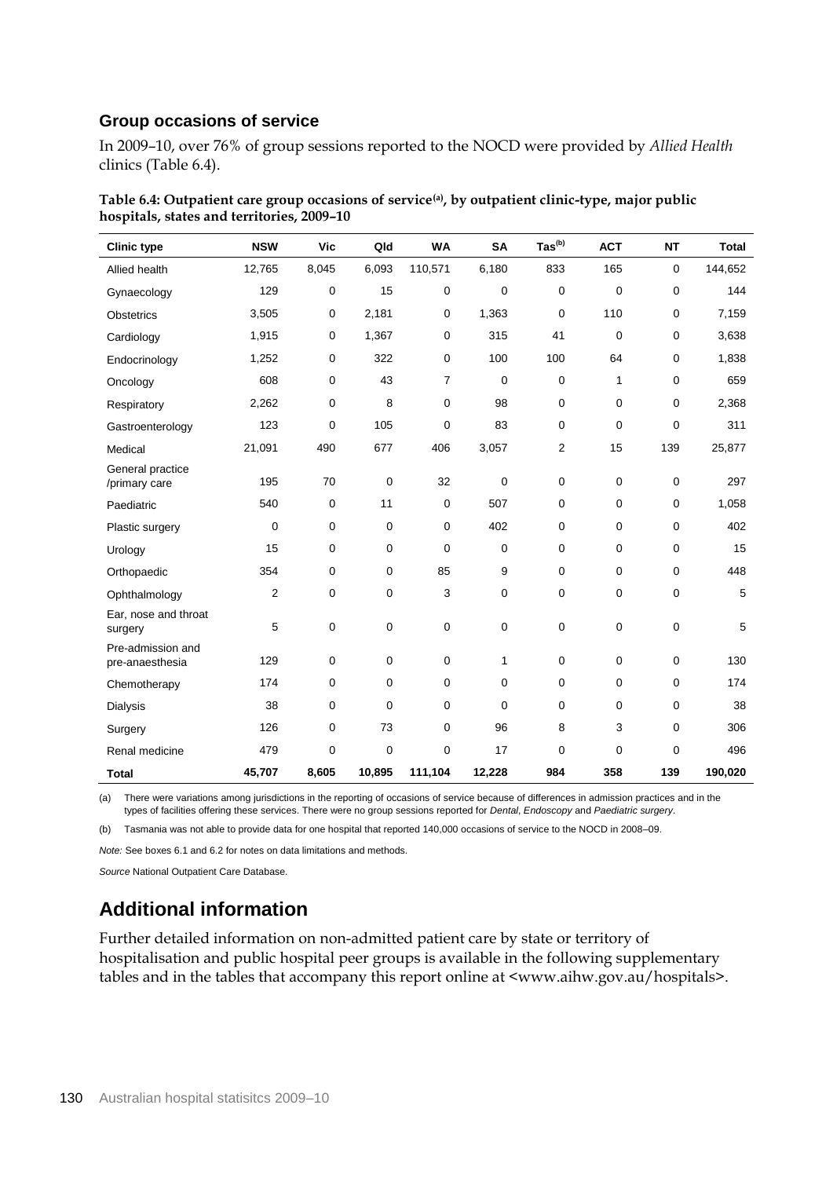### Group occasions of service

In 2009–10, over 76% of group sessions reported to the NOCD were provided by *Allied Health* clinics (Table 6.4).

**Table 6.4: Outpatient care group occasions of service[(a)], by outpatient clinic-type, major public hospitals, states and territories, 2009–10**

| Clinic type | NSW | Vic | Qld | WA | SA | Tas[(b)] | ACT | NT | Total |
|---|---|---|---|---|---|---|---|---|---|
| Allied health | 12,765 | 8,045 | 6,093 | 110,571 | 6,180 | 833 | 165 | 0 | 144,652 |
| Gynaecology | 129 | 0 | 15 | 0 | 0 | 0 | 0 | 0 | 144 |
| Obstetrics | 3,505 | 0 | 2,181 | 0 | 1,363 | 0 | 110 | 0 | 7,159 |
| Cardiology | 1,915 | 0 | 1,367 | 0 | 315 | 41 | 0 | 0 | 3,638 |
| Endocrinology | 1,252 | 0 | 322 | 0 | 100 | 100 | 64 | 0 | 1,838 |
| Oncology | 608 | 0 | 43 | 7 | 0 | 0 | 1 | 0 | 659 |
| Respiratory | 2,262 | 0 | 8 | 0 | 98 | 0 | 0 | 0 | 2,368 |
| Gastroenterology | 123 | 0 | 105 | 0 | 83 | 0 | 0 | 0 | 311 |
| Medical | 21,091 | 490 | 677 | 406 | 3,057 | 2 | 15 | 139 | 25,877 |
| General practice /primary care | 195 | 70 | 0 | 32 | 0 | 0 | 0 | 0 | 297 |
| Paediatric | 540 | 0 | 11 | 0 | 507 | 0 | 0 | 0 | 1,058 |
| Plastic surgery | 0 | 0 | 0 | 0 | 402 | 0 | 0 | 0 | 402 |
| Urology | 15 | 0 | 0 | 0 | 0 | 0 | 0 | 0 | 15 |
| Orthopaedic | 354 | 0 | 0 | 85 | 9 | 0 | 0 | 0 | 448 |
| Ophthalmology | 2 | 0 | 0 | 3 | 0 | 0 | 0 | 0 | 5 |
| Ear, nose and throat surgery | 5 | 0 | 0 | 0 | 0 | 0 | 0 | 0 | 5 |
| Pre-admission and pre-anaesthesia | 129 | 0 | 0 | 0 | 1 | 0 | 0 | 0 | 130 |
| Chemotherapy | 174 | 0 | 0 | 0 | 0 | 0 | 0 | 0 | 174 |
| Dialysis | 38 | 0 | 0 | 0 | 0 | 0 | 0 | 0 | 38 |
| Surgery | 126 | 0 | 73 | 0 | 96 | 8 | 3 | 0 | 306 |
| Renal medicine | 479 | 0 | 0 | 0 | 17 | 0 | 0 | 0 | 496 |
| **Total** | **45,707** | **8,605** | **10,895** | **111,104** | **12,228** | **984** | **358** | **139** | **190,020** |

(a) There were variations among jurisdictions in the reporting of occasions of service because of differences in admission practices and in the types of facilities offering these services. There were no group sessions reported for *Dental*, *Endoscopy* and *Paediatric surgery*.

(b) Tasmania was not able to provide data for one hospital that reported 140,000 occasions of service to the NOCD in 2008–09.

*Note:* See boxes 6.1 and 6.2 for notes on data limitations and methods.

*Source* National Outpatient Care Database.

## Additional information

Further detailed information on non-admitted patient care by state or territory of hospitalisation and public hospital peer groups is available in the following supplementary tables and in the tables that accompany this report online at <www.aihw.gov.au/hospitals>.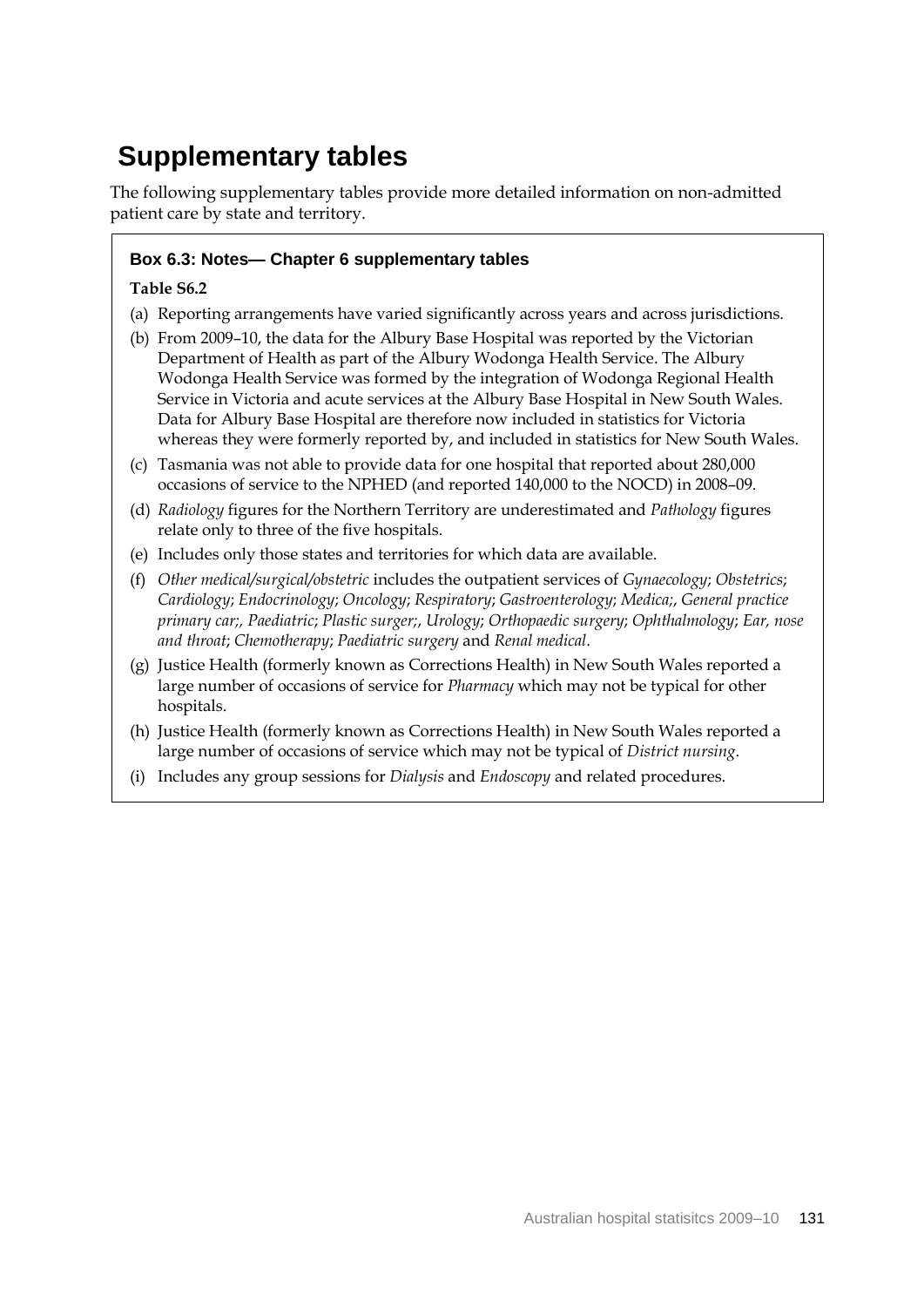# Supplementary tables

The following supplementary tables provide more detailed information on non-admitted patient care by state and territory.

**Box 6.3: Notes— Chapter 6 supplementary tables**

**Table S6.2**

(a) Reporting arrangements have varied significantly across years and across jurisdictions.

(b) From 2009–10, the data for the Albury Base Hospital was reported by the Victorian Department of Health as part of the Albury Wodonga Health Service. The Albury Wodonga Health Service was formed by the integration of Wodonga Regional Health Service in Victoria and acute services at the Albury Base Hospital in New South Wales. Data for Albury Base Hospital are therefore now included in statistics for Victoria whereas they were formerly reported by, and included in statistics for New South Wales.

(c) Tasmania was not able to provide data for one hospital that reported about 280,000 occasions of service to the NPHED (and reported 140,000 to the NOCD) in 2008–09.

(d) *Radiology* figures for the Northern Territory are underestimated and *Pathology* figures relate only to three of the five hospitals.

(e) Includes only those states and territories for which data are available.

(f) *Other medical/surgical/obstetric* includes the outpatient services of *Gynaecology*; *Obstetrics*; *Cardiology*; *Endocrinology*; *Oncology*; *Respiratory*; *Gastroenterology*; *Medica;*, *General practice primary car;, Paediatric*; *Plastic surger;*, *Urology*; *Orthopaedic surgery*; *Ophthalmology*; *Ear, nose and throat*; *Chemotherapy*; *Paediatric surgery* and *Renal medical*.

(g) Justice Health (formerly known as Corrections Health) in New South Wales reported a large number of occasions of service for *Pharmacy* which may not be typical for other hospitals.

(h) Justice Health (formerly known as Corrections Health) in New South Wales reported a large number of occasions of service which may not be typical of *District nursing*.

(i) Includes any group sessions for *Dialysis* and *Endoscopy* and related procedures.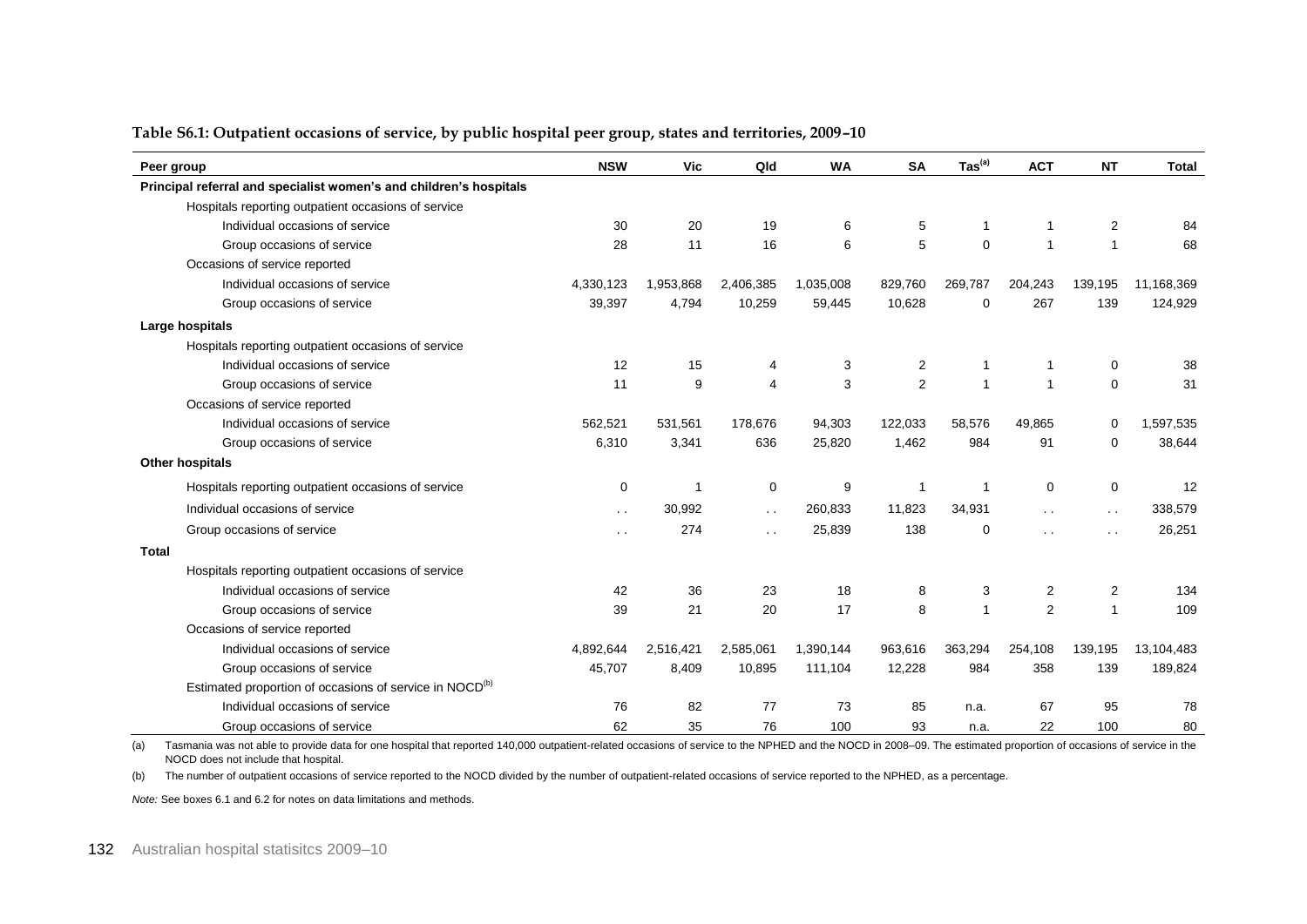**Table S6.1: Outpatient occasions of service, by public hospital peer group, states and territories, 2009–10**

| Peer group | NSW | Vic | Qld | WA | SA | Tas[(a)] | ACT | NT | Total |
|---|---|---|---|---|---|---|---|---|---|
| **Principal referral and specialist women's and children's hospitals** | | | | | | | | | |
| Hospitals reporting outpatient occasions of service | | | | | | | | | |
| Individual occasions of service | 30 | 20 | 19 | 6 | 5 | 1 | 1 | 2 | 84 |
| Group occasions of service | 28 | 11 | 16 | 6 | 5 | 0 | 1 | 1 | 68 |
| Occasions of service reported | | | | | | | | | |
| Individual occasions of service | 4,330,123 | 1,953,868 | 2,406,385 | 1,035,008 | 829,760 | 269,787 | 204,243 | 139,195 | 11,168,369 |
| Group occasions of service | 39,397 | 4,794 | 10,259 | 59,445 | 10,628 | 0 | 267 | 139 | 124,929 |
| **Large hospitals** | | | | | | | | | |
| Hospitals reporting outpatient occasions of service | | | | | | | | | |
| Individual occasions of service | 12 | 15 | 4 | 3 | 2 | 1 | 1 | 0 | 38 |
| Group occasions of service | 11 | 9 | 4 | 3 | 2 | 1 | 1 | 0 | 31 |
| Occasions of service reported | | | | | | | | | |
| Individual occasions of service | 562,521 | 531,561 | 178,676 | 94,303 | 122,033 | 58,576 | 49,865 | 0 | 1,597,535 |
| Group occasions of service | 6,310 | 3,341 | 636 | 25,820 | 1,462 | 984 | 91 | 0 | 38,644 |
| **Other hospitals** | | | | | | | | | |
| Hospitals reporting outpatient occasions of service | 0 | 1 | 0 | 9 | 1 | 1 | 0 | 0 | 12 |
| Individual occasions of service | . . | 30,992 | . . | 260,833 | 11,823 | 34,931 | . . | . . | 338,579 |
| Group occasions of service | . . | 274 | . . | 25,839 | 138 | 0 | . . | . . | 26,251 |
| **Total** | | | | | | | | | |
| Hospitals reporting outpatient occasions of service | | | | | | | | | |
| Individual occasions of service | 42 | 36 | 23 | 18 | 8 | 3 | 2 | 2 | 134 |
| Group occasions of service | 39 | 21 | 20 | 17 | 8 | 1 | 2 | 1 | 109 |
| Occasions of service reported | | | | | | | | | |
| Individual occasions of service | 4,892,644 | 2,516,421 | 2,585,061 | 1,390,144 | 963,616 | 363,294 | 254,108 | 139,195 | 13,104,483 |
| Group occasions of service | 45,707 | 8,409 | 10,895 | 111,104 | 12,228 | 984 | 358 | 139 | 189,824 |
| Estimated proportion of occasions of service in NOCD[(b)] | | | | | | | | | |
| Individual occasions of service | 76 | 82 | 77 | 73 | 85 | n.a. | 67 | 95 | 78 |
| Group occasions of service | 62 | 35 | 76 | 100 | 93 | n.a. | 22 | 100 | 80 |

(a) Tasmania was not able to provide data for one hospital that reported 140,000 outpatient-related occasions of service to the NPHED and the NOCD in 2008–09. The estimated proportion of occasions of service in the NOCD does not include that hospital.

(b) The number of outpatient occasions of service reported to the NOCD divided by the number of outpatient-related occasions of service reported to the NPHED, as a percentage.

*Note:* See boxes 6.1 and 6.2 for notes on data limitations and methods.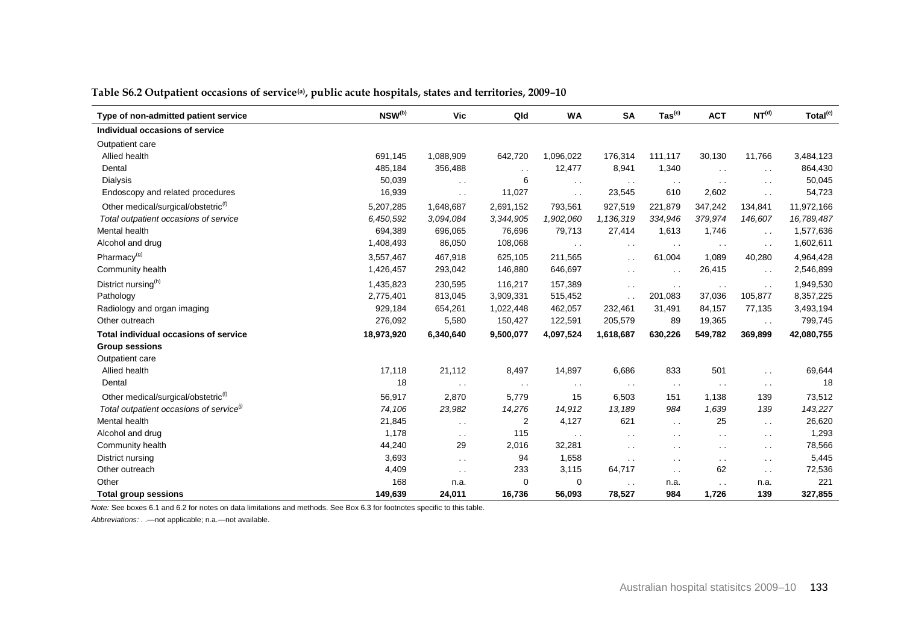**Table S6.2 Outpatient occasions of service[(a)], public acute hospitals, states and territories, 2009–10**

| Type of non-admitted patient service | NSW[(b)] | Vic | Qld | WA | SA | Tas[(c)] | ACT | NT[(d)] | Total[(e)] |
|---|---|---|---|---|---|---|---|---|---|
| **Individual occasions of service** | | | | | | | | | |
| Outpatient care | | | | | | | | | |
| Allied health | 691,145 | 1,088,909 | 642,720 | 1,096,022 | 176,314 | 111,117 | 30,130 | 11,766 | 3,484,123 |
| Dental | 485,184 | 356,488 | . . | 12,477 | 8,941 | 1,340 | . . | . . | 864,430 |
| Dialysis | 50,039 | . . | 6 | . . | . . | . . | . . | . . | 50,045 |
| Endoscopy and related procedures | 16,939 | . . | 11,027 | . . | 23,545 | 610 | 2,602 | . . | 54,723 |
| Other medical/surgical/obstetric[(f)] | 5,207,285 | 1,648,687 | 2,691,152 | 793,561 | 927,519 | 221,879 | 347,242 | 134,841 | 11,972,166 |
| *Total outpatient occasions of service* | *6,450,592* | *3,094,084* | *3,344,905* | *1,902,060* | *1,136,319* | *334,946* | *379,974* | *146,607* | *16,789,487* |
| Mental health | 694,389 | 696,065 | 76,696 | 79,713 | 27,414 | 1,613 | 1,746 | . . | 1,577,636 |
| Alcohol and drug | 1,408,493 | 86,050 | 108,068 | . . | . . | . . | . . | . . | 1,602,611 |
| Pharmacy[(g)] | 3,557,467 | 467,918 | 625,105 | 211,565 | . . | 61,004 | 1,089 | 40,280 | 4,964,428 |
| Community health | 1,426,457 | 293,042 | 146,880 | 646,697 | . . | . . | 26,415 | . . | 2,546,899 |
| District nursing[(h)] | 1,435,823 | 230,595 | 116,217 | 157,389 | . . | . . | . . | . . | 1,949,530 |
| Pathology | 2,775,401 | 813,045 | 3,909,331 | 515,452 | . . | 201,083 | 37,036 | 105,877 | 8,357,225 |
| Radiology and organ imaging | 929,184 | 654,261 | 1,022,448 | 462,057 | 232,461 | 31,491 | 84,157 | 77,135 | 3,493,194 |
| Other outreach | 276,092 | 5,580 | 150,427 | 122,591 | 205,579 | 89 | 19,365 | . . | 799,745 |
| **Total individual occasions of service** | **18,973,920** | **6,340,640** | **9,500,077** | **4,097,524** | **1,618,687** | **630,226** | **549,782** | **369,899** | **42,080,755** |
| **Group sessions** | | | | | | | | | |
| Outpatient care | | | | | | | | | |
| Allied health | 17,118 | 21,112 | 8,497 | 14,897 | 6,686 | 833 | 501 | . . | 69,644 |
| Dental | 18 | . . | . . | . . | . . | . . | . . | . . | 18 |
| Other medical/surgical/obstetric[(f)] | 56,917 | 2,870 | 5,779 | 15 | 6,503 | 151 | 1,138 | 139 | 73,512 |
| *Total outpatient occasions of service[(i)]* | *74,106* | *23,982* | *14,276* | *14,912* | *13,189* | *984* | *1,639* | *139* | *143,227* |
| Mental health | 21,845 | . . | 2 | 4,127 | 621 | . . | 25 | . . | 26,620 |
| Alcohol and drug | 1,178 | . . | 115 | . . | . . | . . | . . | . . | 1,293 |
| Community health | 44,240 | 29 | 2,016 | 32,281 | . . | . . | . . | . . | 78,566 |
| District nursing | 3,693 | . . | 94 | 1,658 | . . | . . | . . | . . | 5,445 |
| Other outreach | 4,409 | . . | 233 | 3,115 | 64,717 | . . | 62 | . . | 72,536 |
| Other | 168 | n.a. | 0 | 0 | . . | n.a. | . . | n.a. | 221 |
| **Total group sessions** | **149,639** | **24,011** | **16,736** | **56,093** | **78,527** | **984** | **1,726** | **139** | **327,855** |

*Note:* See boxes 6.1 and 6.2 for notes on data limitations and methods. See Box 6.3 for footnotes specific to this table.

*Abbreviations:* . .—not applicable; n.a.—not available.